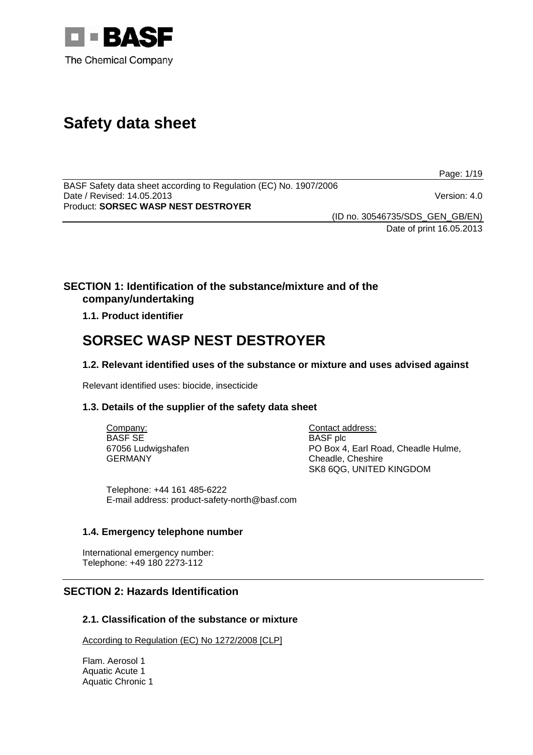# Safety data sheet

BASF Safety data sheet according to Regulation (EC) No. 1907/2006
Date / Revised: 14.05.2013 Version: 4.0
Product: **SORSEC WASP NEST DESTROYER**

(ID no. 30546735/SDS_GEN_GB/EN)
Date of print 16.05.2013

## SECTION 1: Identification of the substance/mixture and of the company/undertaking

### 1.1. Product identifier

# SORSEC WASP NEST DESTROYER

### 1.2. Relevant identified uses of the substance or mixture and uses advised against

Relevant identified uses: biocide, insecticide

### 1.3. Details of the supplier of the safety data sheet

Company:
BASF SE
67056 Ludwigshafen
GERMANY

Contact address:
BASF plc
PO Box 4, Earl Road, Cheadle Hulme,
Cheadle, Cheshire
SK8 6QG, UNITED KINGDOM

Telephone: +44 161 485-6222
E-mail address: product-safety-north@basf.com

### 1.4. Emergency telephone number

International emergency number:
Telephone: +49 180 2273-112

## SECTION 2: Hazards Identification

### 2.1. Classification of the substance or mixture

According to Regulation (EC) No 1272/2008 [CLP]

Flam. Aerosol 1
Aquatic Acute 1
Aquatic Chronic 1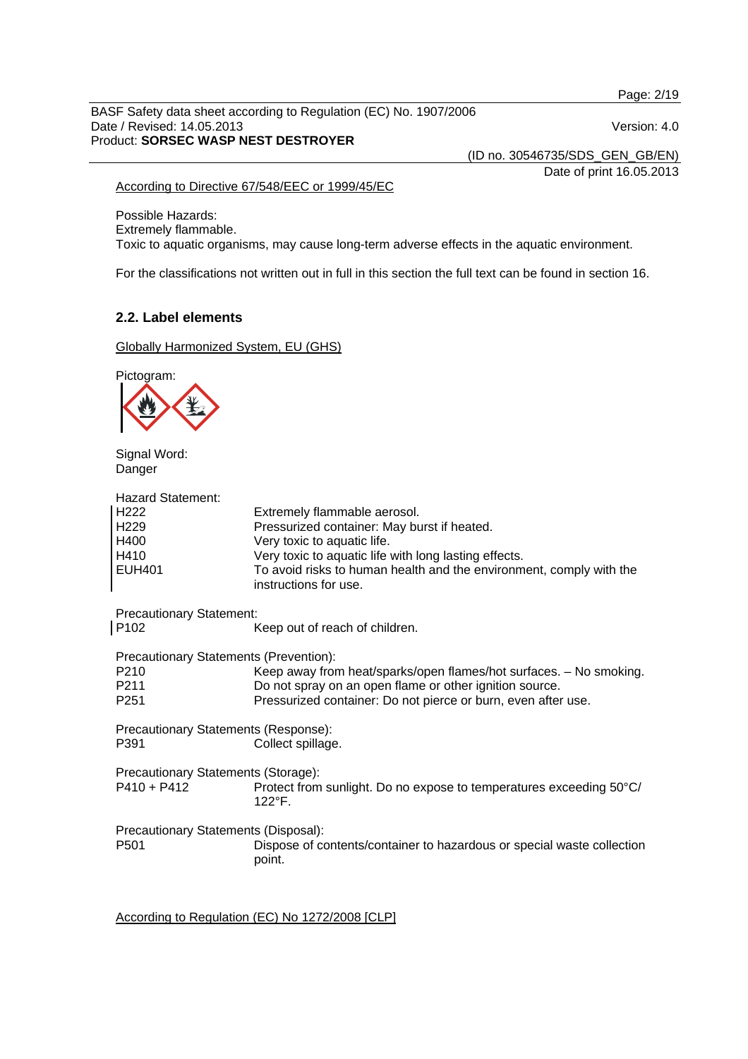According to Directive 67/548/EEC or 1999/45/EC

Possible Hazards:
Extremely flammable.
Toxic to aquatic organisms, may cause long-term adverse effects in the aquatic environment.

For the classifications not written out in full in this section the full text can be found in section 16.

## 2.2. Label elements

Globally Harmonized System, EU (GHS)

Pictogram:

Signal Word:
Danger

Hazard Statement:

| | |
|---|---|
| H222 | Extremely flammable aerosol. |
| H229 | Pressurized container: May burst if heated. |
| H400 | Very toxic to aquatic life. |
| H410 | Very toxic to aquatic life with long lasting effects. |
| EUH401 | To avoid risks to human health and the environment, comply with the instructions for use. |

Precautionary Statement:

| | |
|---|---|
| P102 | Keep out of reach of children. |

Precautionary Statements (Prevention):

| | |
|---|---|
| P210 | Keep away from heat/sparks/open flames/hot surfaces. – No smoking. |
| P211 | Do not spray on an open flame or other ignition source. |
| P251 | Pressurized container: Do not pierce or burn, even after use. |

Precautionary Statements (Response):

| | |
|---|---|
| P391 | Collect spillage. |

Precautionary Statements (Storage):

| | |
|---|---|
| P410 + P412 | Protect from sunlight. Do no expose to temperatures exceeding 50°C/ 122°F. |

Precautionary Statements (Disposal):

| | |
|---|---|
| P501 | Dispose of contents/container to hazardous or special waste collection point. |

According to Regulation (EC) No 1272/2008 [CLP]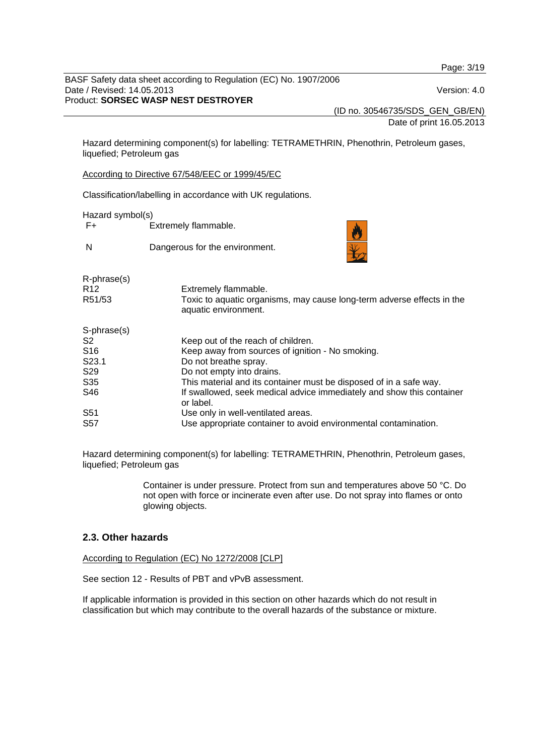Hazard determining component(s) for labelling: TETRAMETHRIN, Phenothrin, Petroleum gases, liquefied; Petroleum gas

According to Directive 67/548/EEC or 1999/45/EC

Classification/labelling in accordance with UK regulations.

Hazard symbol(s)

| | |
|---|---|
| F+ | Extremely flammable. |
| N | Dangerous for the environment. |

R-phrase(s)

| | |
|---|---|
| R12 | Extremely flammable. |
| R51/53 | Toxic to aquatic organisms, may cause long-term adverse effects in the aquatic environment. |

S-phrase(s)

| | |
|---|---|
| S2 | Keep out of the reach of children. |
| S16 | Keep away from sources of ignition - No smoking. |
| S23.1 | Do not breathe spray. |
| S29 | Do not empty into drains. |
| S35 | This material and its container must be disposed of in a safe way. |
| S46 | If swallowed, seek medical advice immediately and show this container or label. |
| S51 | Use only in well-ventilated areas. |
| S57 | Use appropriate container to avoid environmental contamination. |

Hazard determining component(s) for labelling: TETRAMETHRIN, Phenothrin, Petroleum gases, liquefied; Petroleum gas

Container is under pressure. Protect from sun and temperatures above 50 °C. Do not open with force or incinerate even after use. Do not spray into flames or onto glowing objects.

## 2.3. Other hazards

According to Regulation (EC) No 1272/2008 [CLP]

See section 12 - Results of PBT and vPvB assessment.

If applicable information is provided in this section on other hazards which do not result in classification but which may contribute to the overall hazards of the substance or mixture.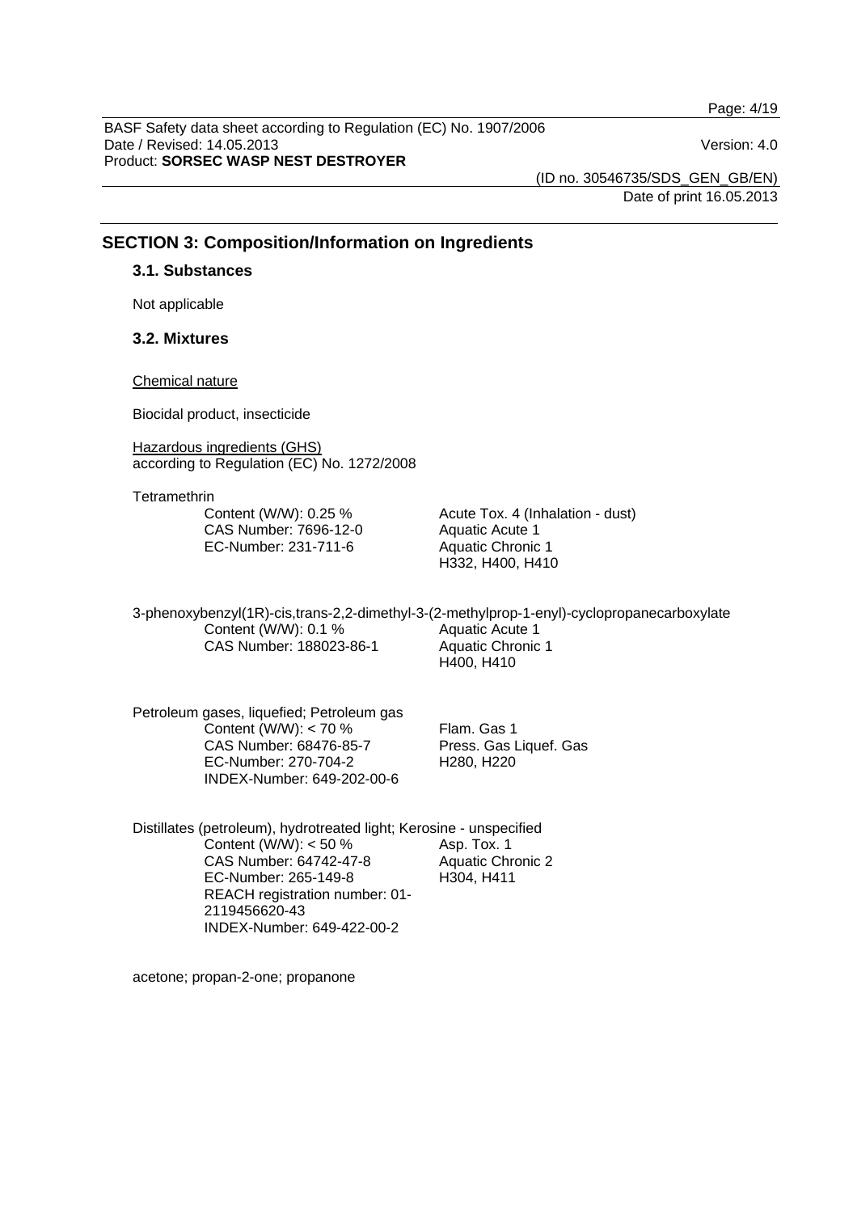## SECTION 3: Composition/Information on Ingredients

### 3.1. Substances

Not applicable

### 3.2. Mixtures

Chemical nature

Biocidal product, insecticide

Hazardous ingredients (GHS)
according to Regulation (EC) No. 1272/2008

Tetramethrin

| | |
|---|---|
| Content (W/W): 0.25 %<br>CAS Number: 7696-12-0<br>EC-Number: 231-711-6 | Acute Tox. 4 (Inhalation - dust)<br>Aquatic Acute 1<br>Aquatic Chronic 1<br>H332, H400, H410 |

3-phenoxybenzyl(1R)-cis,trans-2,2-dimethyl-3-(2-methylprop-1-enyl)-cyclopropanecarboxylate

| | |
|---|---|
| Content (W/W): 0.1 %<br>CAS Number: 188023-86-1 | Aquatic Acute 1<br>Aquatic Chronic 1<br>H400, H410 |

Petroleum gases, liquefied; Petroleum gas

| | |
|---|---|
| Content (W/W): < 70 %<br>CAS Number: 68476-85-7<br>EC-Number: 270-704-2<br>INDEX-Number: 649-202-00-6 | Flam. Gas 1<br>Press. Gas Liquef. Gas<br>H280, H220 |

Distillates (petroleum), hydrotreated light; Kerosine - unspecified

| | |
|---|---|
| Content (W/W): < 50 %<br>CAS Number: 64742-47-8<br>EC-Number: 265-149-8<br>REACH registration number: 01-2119456620-43<br>INDEX-Number: 649-422-00-2 | Asp. Tox. 1<br>Aquatic Chronic 2<br>H304, H411 |

acetone; propan-2-one; propanone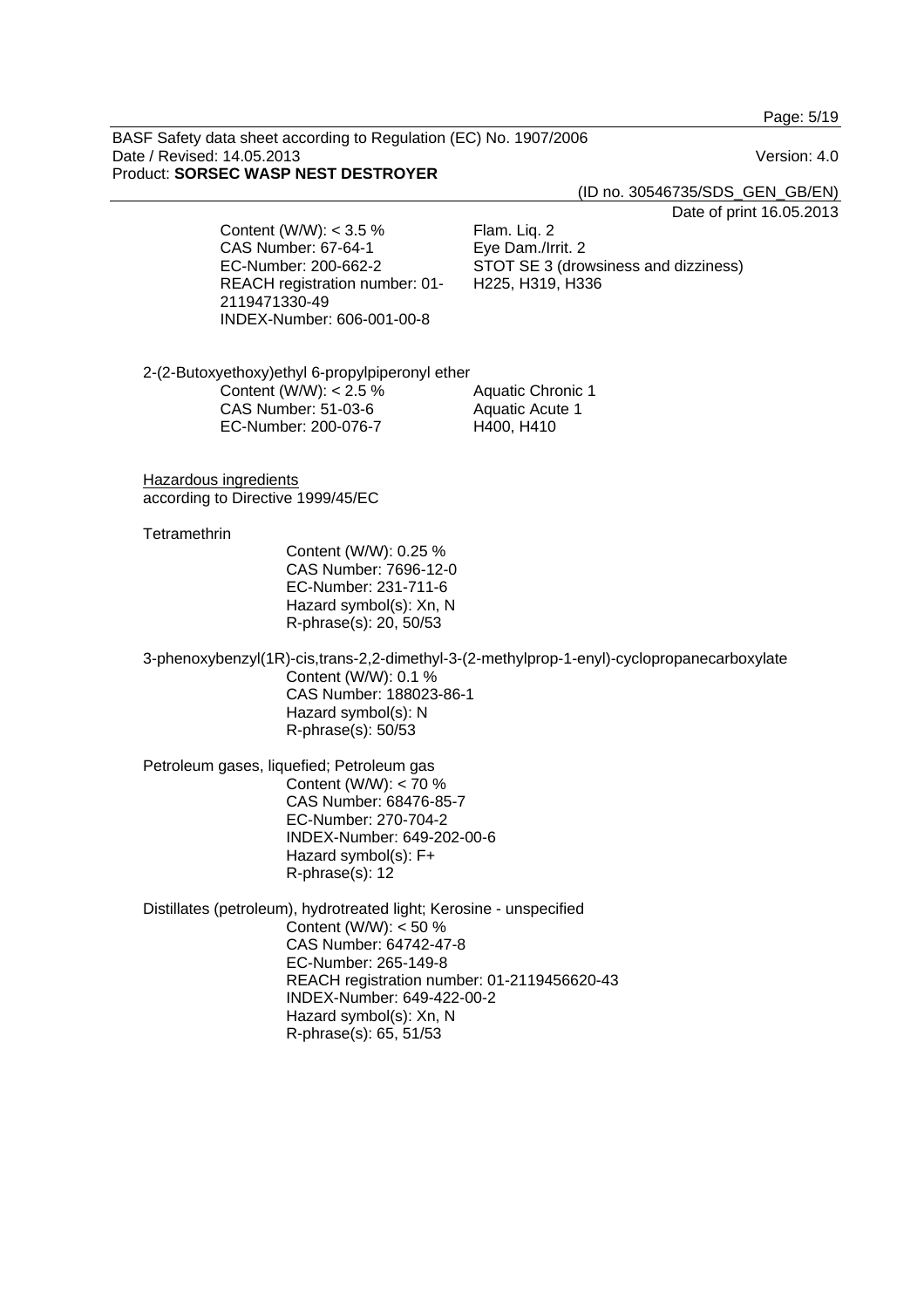Content (W/W): < 3.5 %
CAS Number: 67-64-1
EC-Number: 200-662-2
REACH registration number: 01-2119471330-49
INDEX-Number: 606-001-00-8

Flam. Liq. 2
Eye Dam./Irrit. 2
STOT SE 3 (drowsiness and dizziness)
H225, H319, H336

2-(2-Butoxyethoxy)ethyl 6-propylpiperonyl ether

Content (W/W): < 2.5 %
CAS Number: 51-03-6
EC-Number: 200-076-7

Aquatic Chronic 1
Aquatic Acute 1
H400, H410

Hazardous ingredients
according to Directive 1999/45/EC

Tetramethrin

Content (W/W): 0.25 %
CAS Number: 7696-12-0
EC-Number: 231-711-6
Hazard symbol(s): Xn, N
R-phrase(s): 20, 50/53

3-phenoxybenzyl(1R)-cis,trans-2,2-dimethyl-3-(2-methylprop-1-enyl)-cyclopropanecarboxylate

Content (W/W): 0.1 %
CAS Number: 188023-86-1
Hazard symbol(s): N
R-phrase(s): 50/53

Petroleum gases, liquefied; Petroleum gas

Content (W/W): < 70 %
CAS Number: 68476-85-7
EC-Number: 270-704-2
INDEX-Number: 649-202-00-6
Hazard symbol(s): F+
R-phrase(s): 12

Distillates (petroleum), hydrotreated light; Kerosine - unspecified

Content (W/W): < 50 %
CAS Number: 64742-47-8
EC-Number: 265-149-8
REACH registration number: 01-2119456620-43
INDEX-Number: 649-422-00-2
Hazard symbol(s): Xn, N
R-phrase(s): 65, 51/53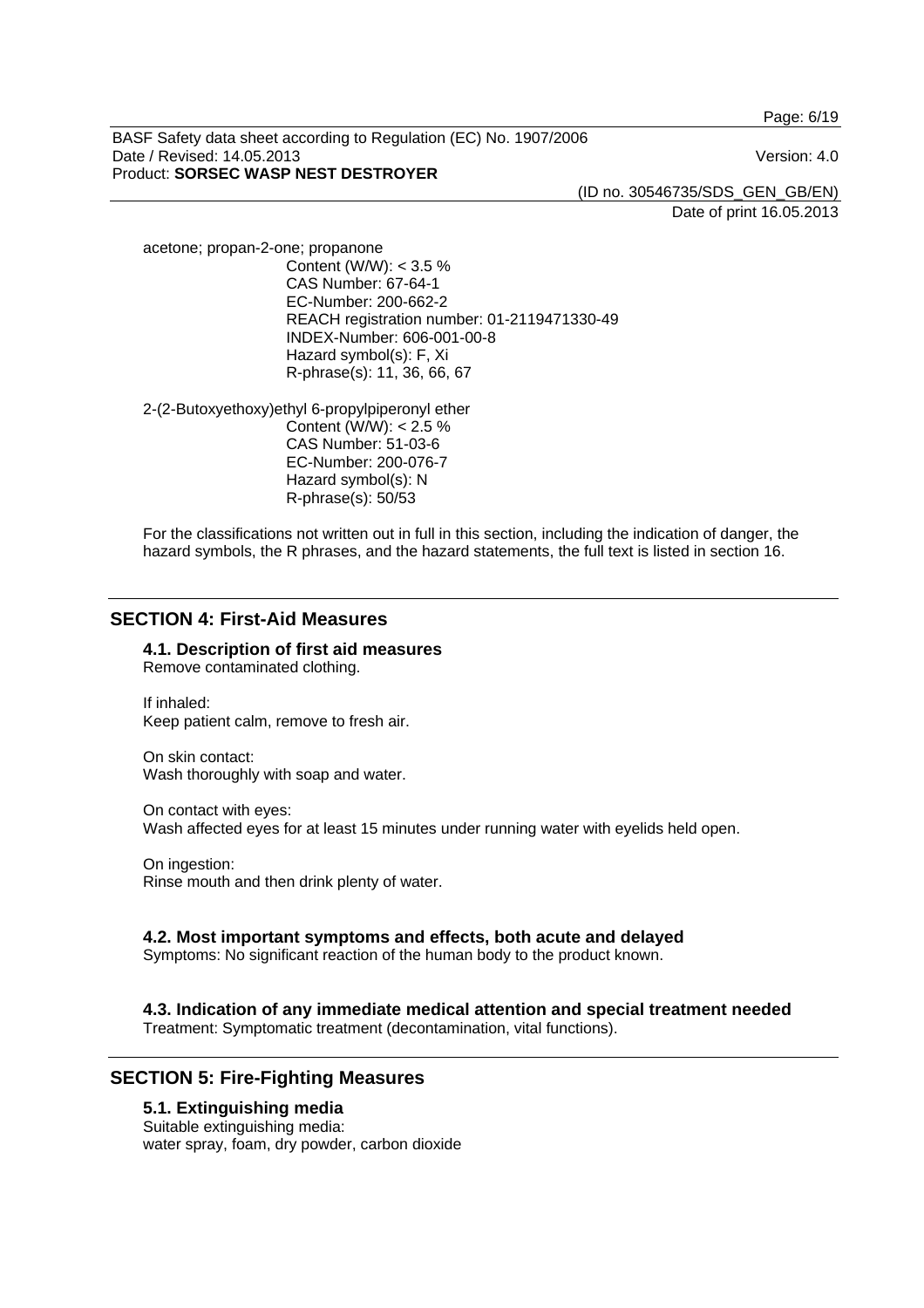acetone; propan-2-one; propanone

Content (W/W): < 3.5 %
CAS Number: 67-64-1
EC-Number: 200-662-2
REACH registration number: 01-2119471330-49
INDEX-Number: 606-001-00-8
Hazard symbol(s): F, Xi
R-phrase(s): 11, 36, 66, 67

2-(2-Butoxyethoxy)ethyl 6-propylpiperonyl ether

Content (W/W): < 2.5 %
CAS Number: 51-03-6
EC-Number: 200-076-7
Hazard symbol(s): N
R-phrase(s): 50/53

For the classifications not written out in full in this section, including the indication of danger, the hazard symbols, the R phrases, and the hazard statements, the full text is listed in section 16.

## SECTION 4: First-Aid Measures

### 4.1. Description of first aid measures

Remove contaminated clothing.

If inhaled:
Keep patient calm, remove to fresh air.

On skin contact:
Wash thoroughly with soap and water.

On contact with eyes:
Wash affected eyes for at least 15 minutes under running water with eyelids held open.

On ingestion:
Rinse mouth and then drink plenty of water.

### 4.2. Most important symptoms and effects, both acute and delayed

Symptoms: No significant reaction of the human body to the product known.

### 4.3. Indication of any immediate medical attention and special treatment needed

Treatment: Symptomatic treatment (decontamination, vital functions).

## SECTION 5: Fire-Fighting Measures

### 5.1. Extinguishing media

Suitable extinguishing media:
water spray, foam, dry powder, carbon dioxide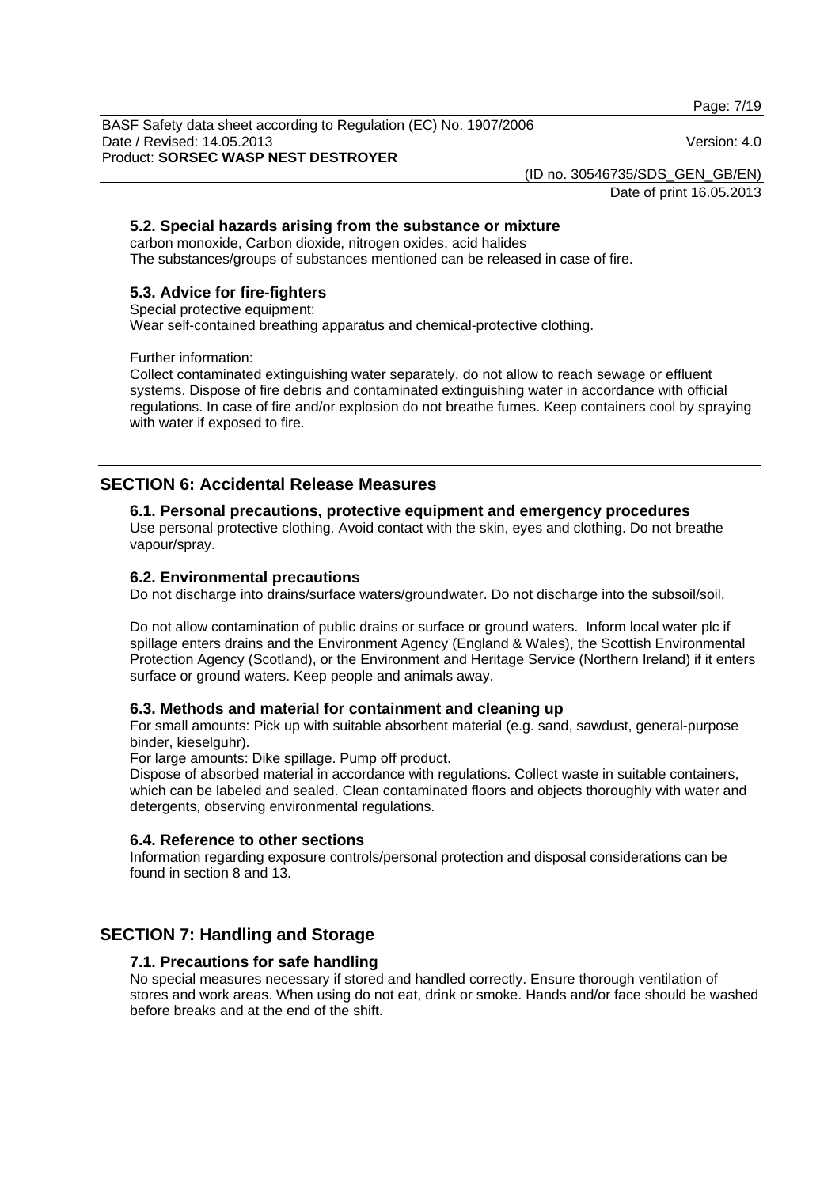### 5.2. Special hazards arising from the substance or mixture

carbon monoxide, Carbon dioxide, nitrogen oxides, acid halides
The substances/groups of substances mentioned can be released in case of fire.

### 5.3. Advice for fire-fighters

Special protective equipment:
Wear self-contained breathing apparatus and chemical-protective clothing.

Further information:
Collect contaminated extinguishing water separately, do not allow to reach sewage or effluent systems. Dispose of fire debris and contaminated extinguishing water in accordance with official regulations. In case of fire and/or explosion do not breathe fumes. Keep containers cool by spraying with water if exposed to fire.

## SECTION 6: Accidental Release Measures

### 6.1. Personal precautions, protective equipment and emergency procedures

Use personal protective clothing. Avoid contact with the skin, eyes and clothing. Do not breathe vapour/spray.

### 6.2. Environmental precautions

Do not discharge into drains/surface waters/groundwater. Do not discharge into the subsoil/soil.

Do not allow contamination of public drains or surface or ground waters. Inform local water plc if spillage enters drains and the Environment Agency (England & Wales), the Scottish Environmental Protection Agency (Scotland), or the Environment and Heritage Service (Northern Ireland) if it enters surface or ground waters. Keep people and animals away.

### 6.3. Methods and material for containment and cleaning up

For small amounts: Pick up with suitable absorbent material (e.g. sand, sawdust, general-purpose binder, kieselguhr).
For large amounts: Dike spillage. Pump off product.
Dispose of absorbed material in accordance with regulations. Collect waste in suitable containers, which can be labeled and sealed. Clean contaminated floors and objects thoroughly with water and detergents, observing environmental regulations.

### 6.4. Reference to other sections

Information regarding exposure controls/personal protection and disposal considerations can be found in section 8 and 13.

## SECTION 7: Handling and Storage

### 7.1. Precautions for safe handling

No special measures necessary if stored and handled correctly. Ensure thorough ventilation of stores and work areas. When using do not eat, drink or smoke. Hands and/or face should be washed before breaks and at the end of the shift.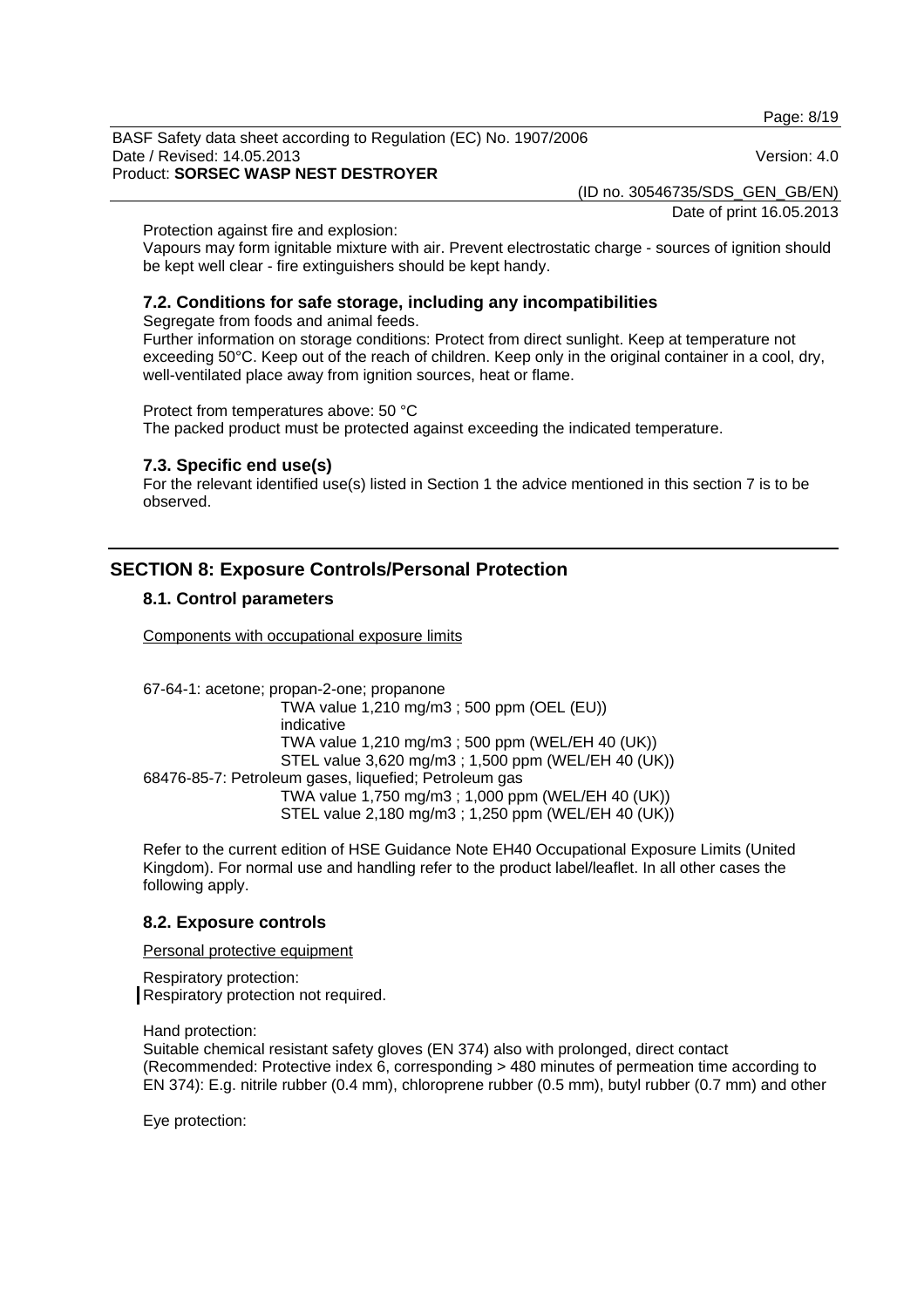Protection against fire and explosion:
Vapours may form ignitable mixture with air. Prevent electrostatic charge - sources of ignition should be kept well clear - fire extinguishers should be kept handy.

### 7.2. Conditions for safe storage, including any incompatibilities

Segregate from foods and animal feeds.
Further information on storage conditions: Protect from direct sunlight. Keep at temperature not exceeding 50°C. Keep out of the reach of children. Keep only in the original container in a cool, dry, well-ventilated place away from ignition sources, heat or flame.

Protect from temperatures above: 50 °C
The packed product must be protected against exceeding the indicated temperature.

### 7.3. Specific end use(s)

For the relevant identified use(s) listed in Section 1 the advice mentioned in this section 7 is to be observed.

## SECTION 8: Exposure Controls/Personal Protection

### 8.1. Control parameters

Components with occupational exposure limits

67-64-1: acetone; propan-2-one; propanone
TWA value 1,210 mg/m3 ; 500 ppm (OEL (EU))
indicative
TWA value 1,210 mg/m3 ; 500 ppm (WEL/EH 40 (UK))
STEL value 3,620 mg/m3 ; 1,500 ppm (WEL/EH 40 (UK))

68476-85-7: Petroleum gases, liquefied; Petroleum gas
TWA value 1,750 mg/m3 ; 1,000 ppm (WEL/EH 40 (UK))
STEL value 2,180 mg/m3 ; 1,250 ppm (WEL/EH 40 (UK))

Refer to the current edition of HSE Guidance Note EH40 Occupational Exposure Limits (United Kingdom). For normal use and handling refer to the product label/leaflet. In all other cases the following apply.

### 8.2. Exposure controls

Personal protective equipment

Respiratory protection:
Respiratory protection not required.

Hand protection:
Suitable chemical resistant safety gloves (EN 374) also with prolonged, direct contact (Recommended: Protective index 6, corresponding > 480 minutes of permeation time according to EN 374): E.g. nitrile rubber (0.4 mm), chloroprene rubber (0.5 mm), butyl rubber (0.7 mm) and other

Eye protection: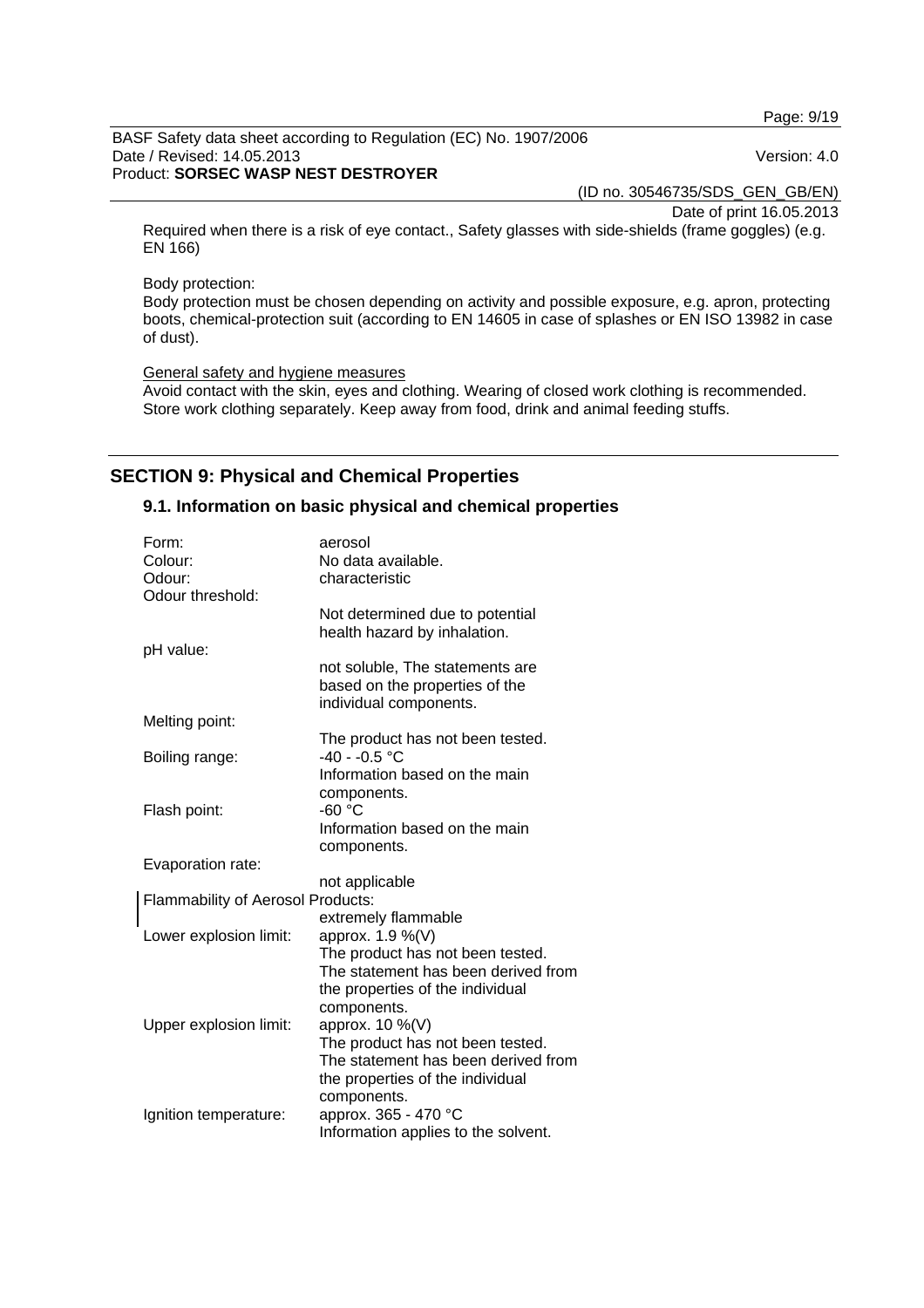Required when there is a risk of eye contact., Safety glasses with side-shields (frame goggles) (e.g. EN 166)

Body protection:
Body protection must be chosen depending on activity and possible exposure, e.g. apron, protecting boots, chemical-protection suit (according to EN 14605 in case of splashes or EN ISO 13982 in case of dust).

General safety and hygiene measures
Avoid contact with the skin, eyes and clothing. Wearing of closed work clothing is recommended. Store work clothing separately. Keep away from food, drink and animal feeding stuffs.

## SECTION 9: Physical and Chemical Properties

### 9.1. Information on basic physical and chemical properties

| Property | Value |
|---|---|
| Form: | aerosol |
| Colour: | No data available. |
| Odour: | characteristic |
| Odour threshold: | Not determined due to potential health hazard by inhalation. |
| pH value: | not soluble, The statements are based on the properties of the individual components. |
| Melting point: | The product has not been tested. |
| Boiling range: | -40 - -0.5 °C<br>Information based on the main components. |
| Flash point: | -60 °C<br>Information based on the main components. |
| Evaporation rate: | not applicable |
| Flammability of Aerosol Products: | extremely flammable |
| Lower explosion limit: | approx. 1.9 %(V)<br>The product has not been tested. The statement has been derived from the properties of the individual components. |
| Upper explosion limit: | approx. 10 %(V)<br>The product has not been tested. The statement has been derived from the properties of the individual components. |
| Ignition temperature: | approx. 365 - 470 °C<br>Information applies to the solvent. |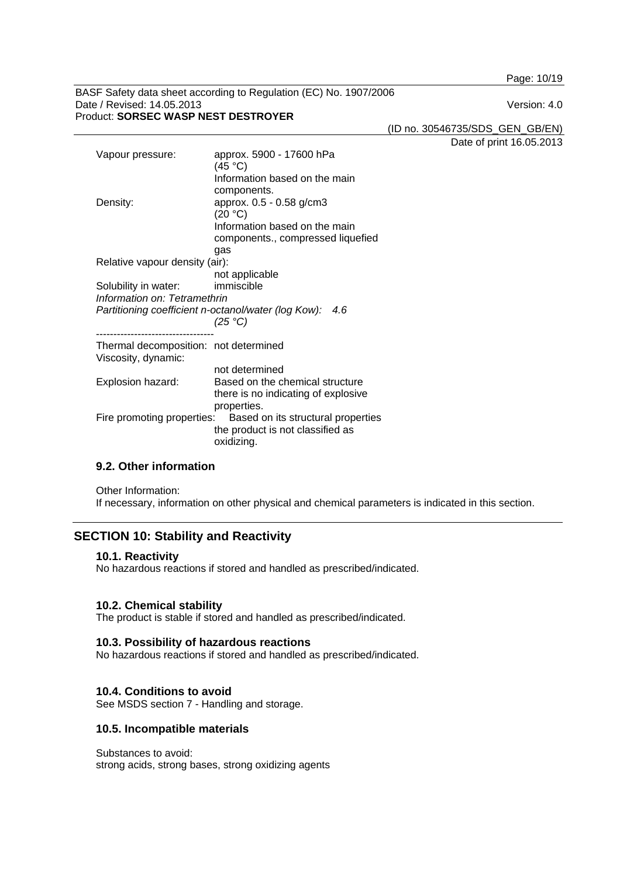Vapour pressure: approx. 5900 - 17600 hPa
(45 °C)
Information based on the main components.

Density: approx. 0.5 - 0.58 g/cm3
(20 °C)
Information based on the main components., compressed liquefied gas

Relative vapour density (air):
not applicable

Solubility in water: immiscible

*Information on: Tetramethrin*
*Partitioning coefficient n-octanol/water (log Kow): 4.6*
*(25 °C)*

----------------------------------

Thermal decomposition: not determined

Viscosity, dynamic:
not determined

Explosion hazard: Based on the chemical structure there is no indicating of explosive properties.

Fire promoting properties: Based on its structural properties the product is not classified as oxidizing.

### 9.2. Other information

Other Information:
If necessary, information on other physical and chemical parameters is indicated in this section.

## SECTION 10: Stability and Reactivity

### 10.1. Reactivity

No hazardous reactions if stored and handled as prescribed/indicated.

### 10.2. Chemical stability

The product is stable if stored and handled as prescribed/indicated.

### 10.3. Possibility of hazardous reactions

No hazardous reactions if stored and handled as prescribed/indicated.

### 10.4. Conditions to avoid

See MSDS section 7 - Handling and storage.

### 10.5. Incompatible materials

Substances to avoid:
strong acids, strong bases, strong oxidizing agents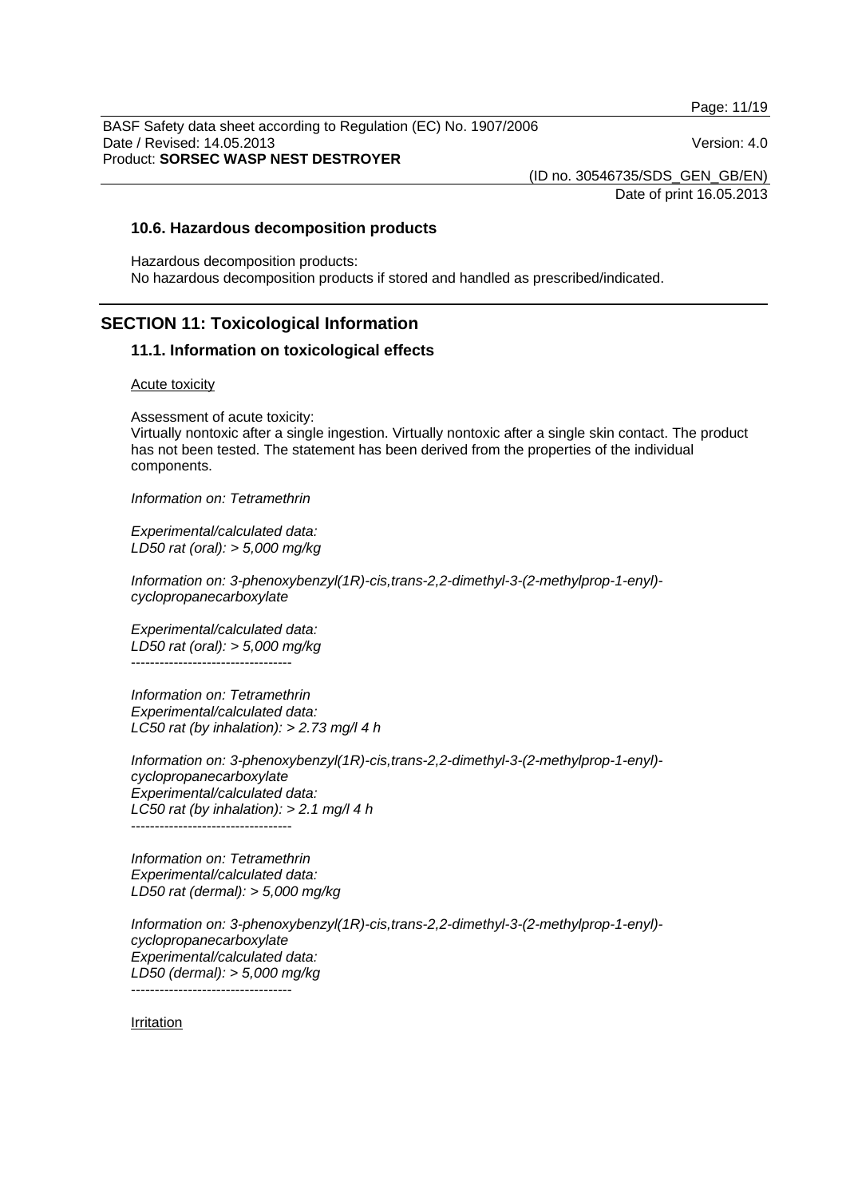### 10.6. Hazardous decomposition products

Hazardous decomposition products:
No hazardous decomposition products if stored and handled as prescribed/indicated.

## SECTION 11: Toxicological Information

### 11.1. Information on toxicological effects

Acute toxicity

Assessment of acute toxicity:
Virtually nontoxic after a single ingestion. Virtually nontoxic after a single skin contact. The product has not been tested. The statement has been derived from the properties of the individual components.

*Information on: Tetramethrin*

*Experimental/calculated data:*
*LD50 rat (oral): > 5,000 mg/kg*

*Information on: 3-phenoxybenzyl(1R)-cis,trans-2,2-dimethyl-3-(2-methylprop-1-enyl)-cyclopropanecarboxylate*

*Experimental/calculated data:*
*LD50 rat (oral): > 5,000 mg/kg*
----------------------------------

*Information on: Tetramethrin*
*Experimental/calculated data:*
*LC50 rat (by inhalation): > 2.73 mg/l 4 h*

*Information on: 3-phenoxybenzyl(1R)-cis,trans-2,2-dimethyl-3-(2-methylprop-1-enyl)-cyclopropanecarboxylate*
*Experimental/calculated data:*
*LC50 rat (by inhalation): > 2.1 mg/l 4 h*
----------------------------------

*Information on: Tetramethrin*
*Experimental/calculated data:*
*LD50 rat (dermal): > 5,000 mg/kg*

*Information on: 3-phenoxybenzyl(1R)-cis,trans-2,2-dimethyl-3-(2-methylprop-1-enyl)-cyclopropanecarboxylate*
*Experimental/calculated data:*
*LD50 (dermal): > 5,000 mg/kg*
----------------------------------

Irritation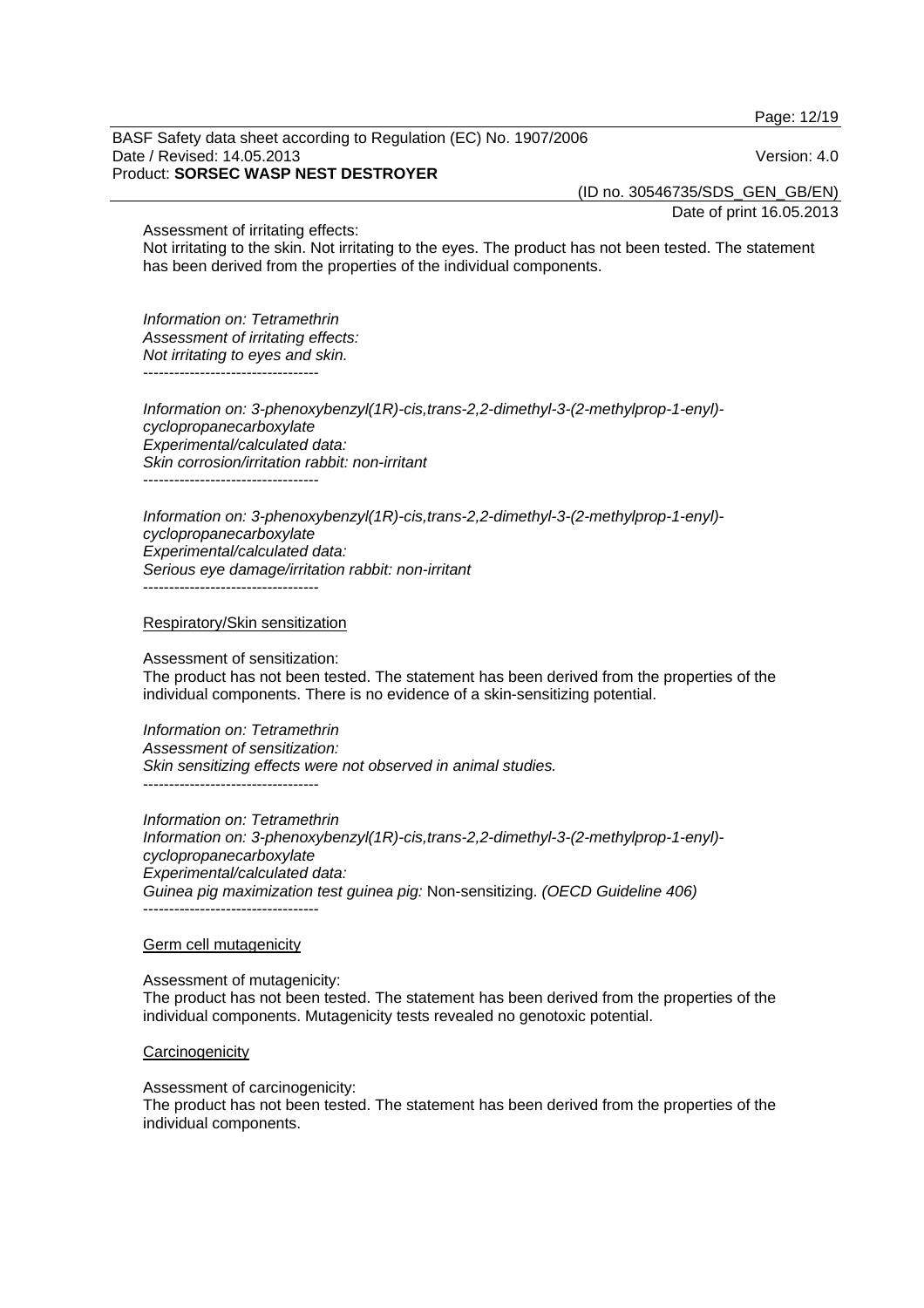Assessment of irritating effects:
Not irritating to the skin. Not irritating to the eyes. The product has not been tested. The statement has been derived from the properties of the individual components.

*Information on: Tetramethrin*
*Assessment of irritating effects:*
*Not irritating to eyes and skin.*
----------------------------------

*Information on: 3-phenoxybenzyl(1R)-cis,trans-2,2-dimethyl-3-(2-methylprop-1-enyl)-cyclopropanecarboxylate*
*Experimental/calculated data:*
*Skin corrosion/irritation rabbit: non-irritant*
----------------------------------

*Information on: 3-phenoxybenzyl(1R)-cis,trans-2,2-dimethyl-3-(2-methylprop-1-enyl)-cyclopropanecarboxylate*
*Experimental/calculated data:*
*Serious eye damage/irritation rabbit: non-irritant*
----------------------------------

## Respiratory/Skin sensitization

Assessment of sensitization:
The product has not been tested. The statement has been derived from the properties of the individual components. There is no evidence of a skin-sensitizing potential.

*Information on: Tetramethrin*
*Assessment of sensitization:*
*Skin sensitizing effects were not observed in animal studies.*
----------------------------------

*Information on: Tetramethrin*
*Information on: 3-phenoxybenzyl(1R)-cis,trans-2,2-dimethyl-3-(2-methylprop-1-enyl)-cyclopropanecarboxylate*
*Experimental/calculated data:*
*Guinea pig maximization test guinea pig:* Non-sensitizing. *(OECD Guideline 406)*
----------------------------------

## Germ cell mutagenicity

Assessment of mutagenicity:
The product has not been tested. The statement has been derived from the properties of the individual components. Mutagenicity tests revealed no genotoxic potential.

## Carcinogenicity

Assessment of carcinogenicity:
The product has not been tested. The statement has been derived from the properties of the individual components.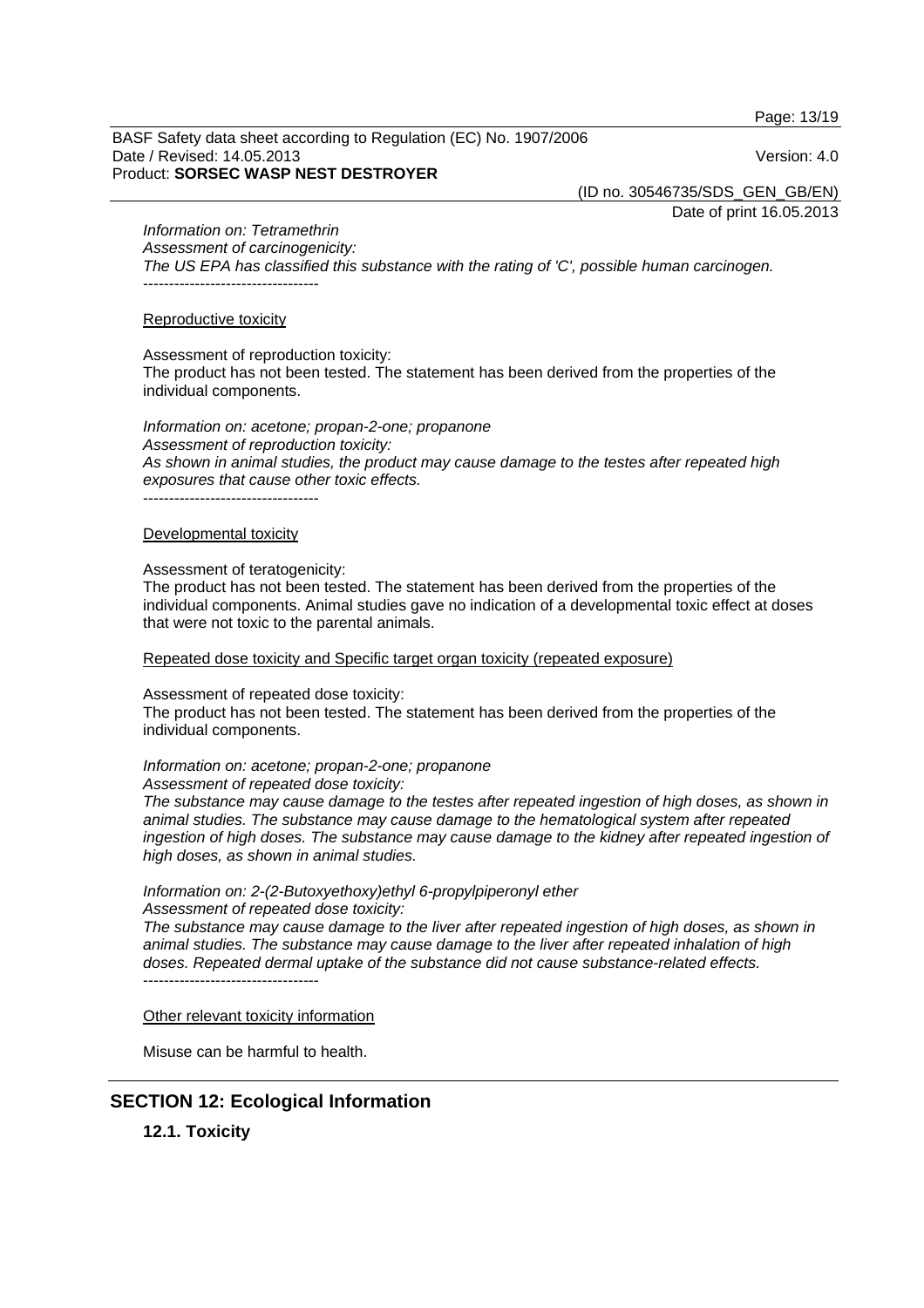*Information on: Tetramethrin*
*Assessment of carcinogenicity:*
*The US EPA has classified this substance with the rating of 'C', possible human carcinogen.*
----------------------------------

Reproductive toxicity

Assessment of reproduction toxicity:
The product has not been tested. The statement has been derived from the properties of the individual components.

*Information on: acetone; propan-2-one; propanone*
*Assessment of reproduction toxicity:*
*As shown in animal studies, the product may cause damage to the testes after repeated high exposures that cause other toxic effects.*
----------------------------------

Developmental toxicity

Assessment of teratogenicity:
The product has not been tested. The statement has been derived from the properties of the individual components. Animal studies gave no indication of a developmental toxic effect at doses that were not toxic to the parental animals.

Repeated dose toxicity and Specific target organ toxicity (repeated exposure)

Assessment of repeated dose toxicity:
The product has not been tested. The statement has been derived from the properties of the individual components.

*Information on: acetone; propan-2-one; propanone*
*Assessment of repeated dose toxicity:*
*The substance may cause damage to the testes after repeated ingestion of high doses, as shown in animal studies. The substance may cause damage to the hematological system after repeated ingestion of high doses. The substance may cause damage to the kidney after repeated ingestion of high doses, as shown in animal studies.*

*Information on: 2-(2-Butoxyethoxy)ethyl 6-propylpiperonyl ether*
*Assessment of repeated dose toxicity:*
*The substance may cause damage to the liver after repeated ingestion of high doses, as shown in animal studies. The substance may cause damage to the liver after repeated inhalation of high doses. Repeated dermal uptake of the substance did not cause substance-related effects.*
----------------------------------

Other relevant toxicity information

Misuse can be harmful to health.

## SECTION 12: Ecological Information

### 12.1. Toxicity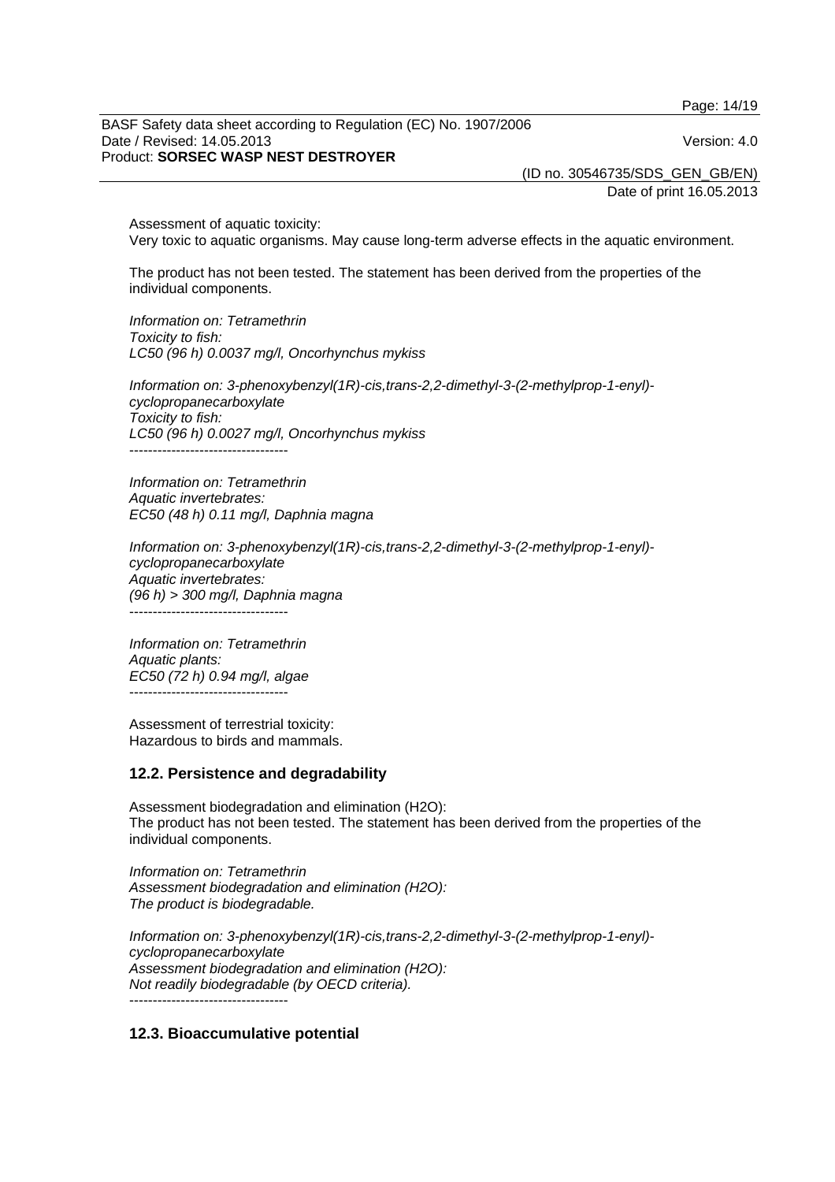Assessment of aquatic toxicity:
Very toxic to aquatic organisms. May cause long-term adverse effects in the aquatic environment.

The product has not been tested. The statement has been derived from the properties of the individual components.

*Information on: Tetramethrin*
*Toxicity to fish:*
*LC50 (96 h) 0.0037 mg/l, Oncorhynchus mykiss*

*Information on: 3-phenoxybenzyl(1R)-cis,trans-2,2-dimethyl-3-(2-methylprop-1-enyl)-cyclopropanecarboxylate*
*Toxicity to fish:*
*LC50 (96 h) 0.0027 mg/l, Oncorhynchus mykiss*
----------------------------------

*Information on: Tetramethrin*
*Aquatic invertebrates:*
*EC50 (48 h) 0.11 mg/l, Daphnia magna*

*Information on: 3-phenoxybenzyl(1R)-cis,trans-2,2-dimethyl-3-(2-methylprop-1-enyl)-cyclopropanecarboxylate*
*Aquatic invertebrates:*
*(96 h) > 300 mg/l, Daphnia magna*
----------------------------------

*Information on: Tetramethrin*
*Aquatic plants:*
*EC50 (72 h) 0.94 mg/l, algae*
----------------------------------

Assessment of terrestrial toxicity:
Hazardous to birds and mammals.

## 12.2. Persistence and degradability

Assessment biodegradation and elimination ($H_2O$):
The product has not been tested. The statement has been derived from the properties of the individual components.

*Information on: Tetramethrin*
*Assessment biodegradation and elimination ($H_2O$):*
*The product is biodegradable.*

*Information on: 3-phenoxybenzyl(1R)-cis,trans-2,2-dimethyl-3-(2-methylprop-1-enyl)-cyclopropanecarboxylate*
*Assessment biodegradation and elimination ($H_2O$):*
*Not readily biodegradable (by OECD criteria).*
----------------------------------

## 12.3. Bioaccumulative potential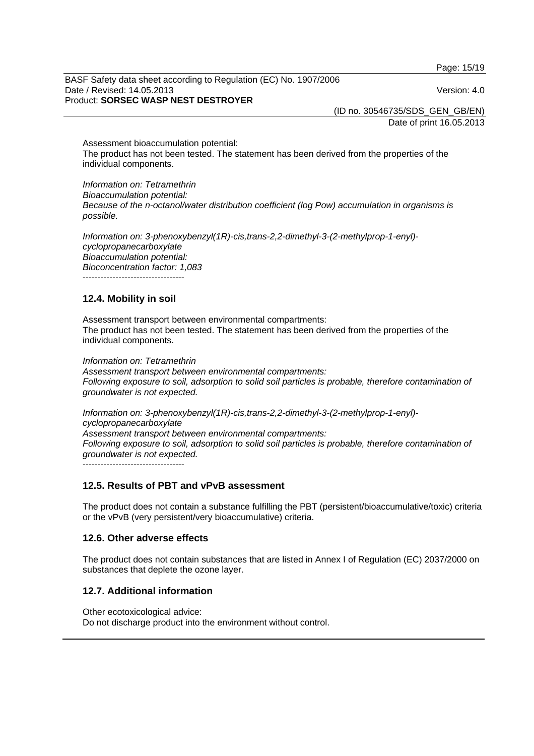Assessment bioaccumulation potential:
The product has not been tested. The statement has been derived from the properties of the individual components.

*Information on: Tetramethrin*
*Bioaccumulation potential:*
*Because of the n-octanol/water distribution coefficient (log Pow) accumulation in organisms is possible.*

*Information on: 3-phenoxybenzyl(1R)-cis,trans-2,2-dimethyl-3-(2-methylprop-1-enyl)-cyclopropanecarboxylate*
*Bioaccumulation potential:*
*Bioconcentration factor: 1,083*
----------------------------------

## 12.4. Mobility in soil

Assessment transport between environmental compartments:
The product has not been tested. The statement has been derived from the properties of the individual components.

*Information on: Tetramethrin*
*Assessment transport between environmental compartments:*
*Following exposure to soil, adsorption to solid soil particles is probable, therefore contamination of groundwater is not expected.*

*Information on: 3-phenoxybenzyl(1R)-cis,trans-2,2-dimethyl-3-(2-methylprop-1-enyl)-cyclopropanecarboxylate*
*Assessment transport between environmental compartments:*
*Following exposure to soil, adsorption to solid soil particles is probable, therefore contamination of groundwater is not expected.*
----------------------------------

## 12.5. Results of PBT and vPvB assessment

The product does not contain a substance fulfilling the PBT (persistent/bioaccumulative/toxic) criteria or the vPvB (very persistent/very bioaccumulative) criteria.

## 12.6. Other adverse effects

The product does not contain substances that are listed in Annex I of Regulation (EC) 2037/2000 on substances that deplete the ozone layer.

## 12.7. Additional information

Other ecotoxicological advice:
Do not discharge product into the environment without control.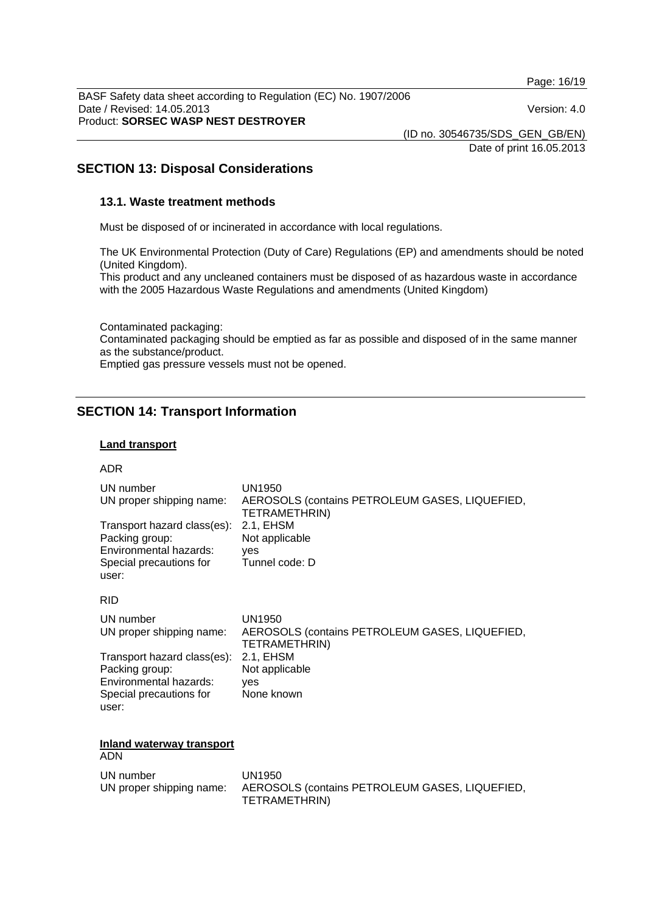## SECTION 13: Disposal Considerations

### 13.1. Waste treatment methods

Must be disposed of or incinerated in accordance with local regulations.

The UK Environmental Protection (Duty of Care) Regulations (EP) and amendments should be noted (United Kingdom).
This product and any uncleaned containers must be disposed of as hazardous waste in accordance with the 2005 Hazardous Waste Regulations and amendments (United Kingdom)

Contaminated packaging:
Contaminated packaging should be emptied as far as possible and disposed of in the same manner as the substance/product.
Emptied gas pressure vessels must not be opened.

## SECTION 14: Transport Information

**Land transport**

ADR

| | |
|---|---|
| UN number | UN1950 |
| UN proper shipping name: | AEROSOLS (contains PETROLEUM GASES, LIQUEFIED, TETRAMETHRIN) |
| Transport hazard class(es): | 2.1, EHSM |
| Packing group: | Not applicable |
| Environmental hazards: | yes |
| Special precautions for user: | Tunnel code: D |

RID

| | |
|---|---|
| UN number | UN1950 |
| UN proper shipping name: | AEROSOLS (contains PETROLEUM GASES, LIQUEFIED, TETRAMETHRIN) |
| Transport hazard class(es): | 2.1, EHSM |
| Packing group: | Not applicable |
| Environmental hazards: | yes |
| Special precautions for user: | None known |

**Inland waterway transport**

ADN

| | |
|---|---|
| UN number | UN1950 |
| UN proper shipping name: | AEROSOLS (contains PETROLEUM GASES, LIQUEFIED, TETRAMETHRIN) |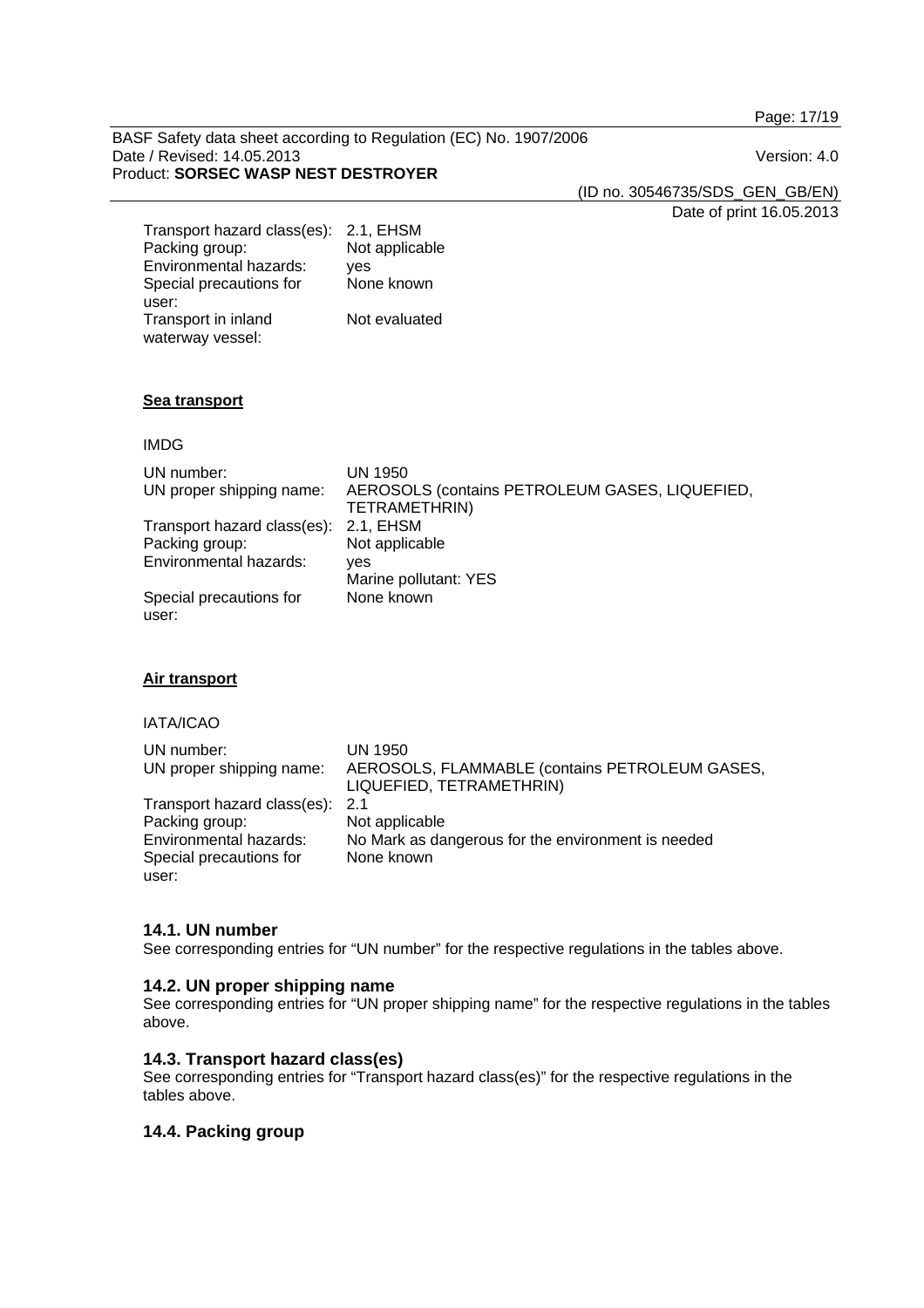| | |
|---|---|
| Transport hazard class(es): | 2.1, EHSM |
| Packing group: | Not applicable |
| Environmental hazards: | yes |
| Special precautions for user: | None known |
| Transport in inland waterway vessel: | Not evaluated |

**Sea transport**

IMDG

| | |
|---|---|
| UN number: | UN 1950 |
| UN proper shipping name: | AEROSOLS (contains PETROLEUM GASES, LIQUEFIED, TETRAMETHRIN) |
| Transport hazard class(es): | 2.1, EHSM |
| Packing group: | Not applicable |
| Environmental hazards: | yes<br>Marine pollutant: YES |
| Special precautions for user: | None known |

**Air transport**

IATA/ICAO

| | |
|---|---|
| UN number: | UN 1950 |
| UN proper shipping name: | AEROSOLS, FLAMMABLE (contains PETROLEUM GASES, LIQUEFIED, TETRAMETHRIN) |
| Transport hazard class(es): | 2.1 |
| Packing group: | Not applicable |
| Environmental hazards: | No Mark as dangerous for the environment is needed |
| Special precautions for user: | None known |

### 14.1. UN number

See corresponding entries for “UN number” for the respective regulations in the tables above.

### 14.2. UN proper shipping name

See corresponding entries for “UN proper shipping name” for the respective regulations in the tables above.

### 14.3. Transport hazard class(es)

See corresponding entries for “Transport hazard class(es)” for the respective regulations in the tables above.

### 14.4. Packing group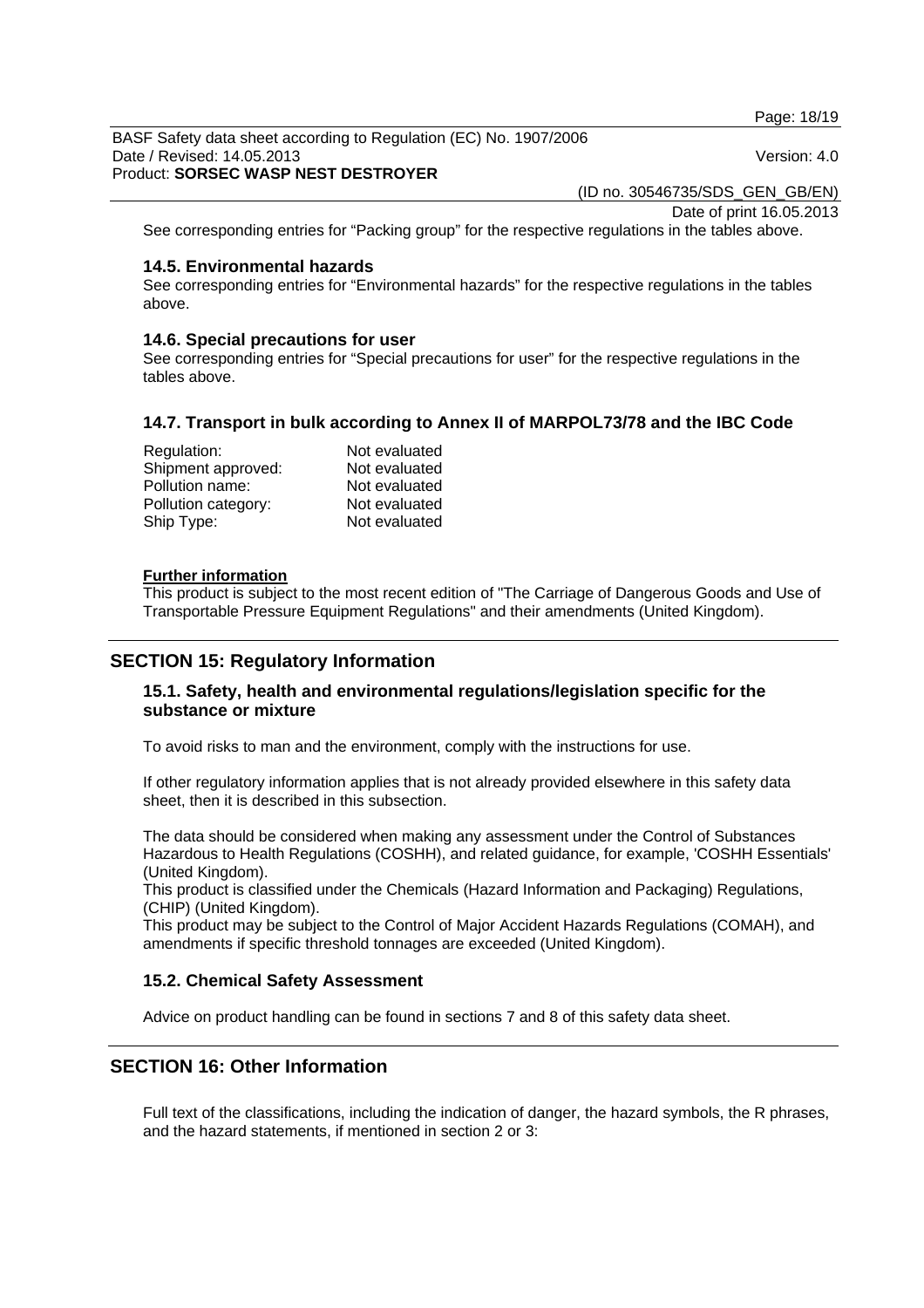See corresponding entries for “Packing group” for the respective regulations in the tables above.

### 14.5. Environmental hazards

See corresponding entries for “Environmental hazards” for the respective regulations in the tables above.

### 14.6. Special precautions for user

See corresponding entries for “Special precautions for user” for the respective regulations in the tables above.

### 14.7. Transport in bulk according to Annex II of MARPOL73/78 and the IBC Code

| | |
|---|---|
| Regulation: | Not evaluated |
| Shipment approved: | Not evaluated |
| Pollution name: | Not evaluated |
| Pollution category: | Not evaluated |
| Ship Type: | Not evaluated |

**Further information**

This product is subject to the most recent edition of "The Carriage of Dangerous Goods and Use of Transportable Pressure Equipment Regulations" and their amendments (United Kingdom).

## SECTION 15: Regulatory Information

### 15.1. Safety, health and environmental regulations/legislation specific for the substance or mixture

To avoid risks to man and the environment, comply with the instructions for use.

If other regulatory information applies that is not already provided elsewhere in this safety data sheet, then it is described in this subsection.

The data should be considered when making any assessment under the Control of Substances Hazardous to Health Regulations (COSHH), and related guidance, for example, 'COSHH Essentials' (United Kingdom).
This product is classified under the Chemicals (Hazard Information and Packaging) Regulations, (CHIP) (United Kingdom).
This product may be subject to the Control of Major Accident Hazards Regulations (COMAH), and amendments if specific threshold tonnages are exceeded (United Kingdom).

### 15.2. Chemical Safety Assessment

Advice on product handling can be found in sections 7 and 8 of this safety data sheet.

## SECTION 16: Other Information

Full text of the classifications, including the indication of danger, the hazard symbols, the R phrases, and the hazard statements, if mentioned in section 2 or 3: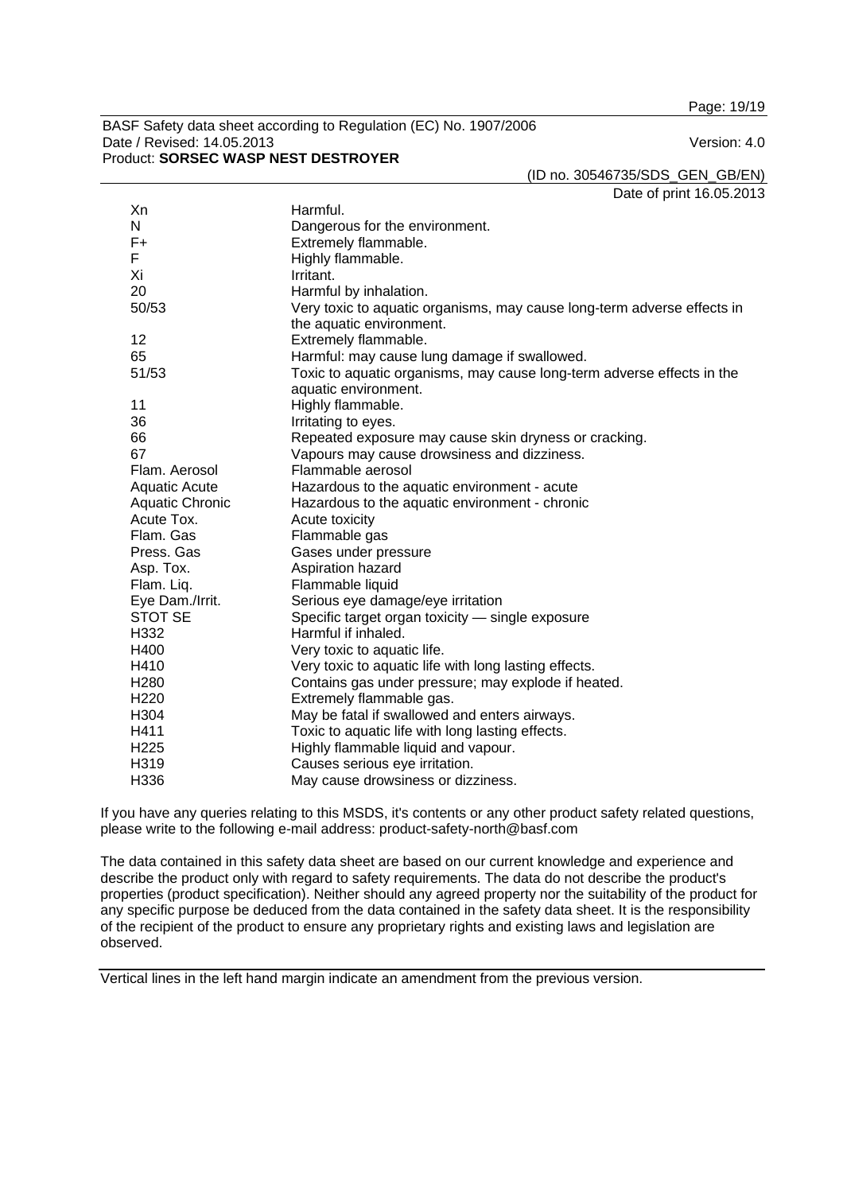| | |
|---|---|
| Xn | Harmful. |
| N | Dangerous for the environment. |
| F+ | Extremely flammable. |
| F | Highly flammable. |
| Xi | Irritant. |
| 20 | Harmful by inhalation. |
| 50/53 | Very toxic to aquatic organisms, may cause long-term adverse effects in the aquatic environment. |
| 12 | Extremely flammable. |
| 65 | Harmful: may cause lung damage if swallowed. |
| 51/53 | Toxic to aquatic organisms, may cause long-term adverse effects in the aquatic environment. |
| 11 | Highly flammable. |
| 36 | Irritating to eyes. |
| 66 | Repeated exposure may cause skin dryness or cracking. |
| 67 | Vapours may cause drowsiness and dizziness. |
| Flam. Aerosol | Flammable aerosol |
| Aquatic Acute | Hazardous to the aquatic environment - acute |
| Aquatic Chronic | Hazardous to the aquatic environment - chronic |
| Acute Tox. | Acute toxicity |
| Flam. Gas | Flammable gas |
| Press. Gas | Gases under pressure |
| Asp. Tox. | Aspiration hazard |
| Flam. Liq. | Flammable liquid |
| Eye Dam./Irrit. | Serious eye damage/eye irritation |
| STOT SE | Specific target organ toxicity — single exposure |
| H332 | Harmful if inhaled. |
| H400 | Very toxic to aquatic life. |
| H410 | Very toxic to aquatic life with long lasting effects. |
| H280 | Contains gas under pressure; may explode if heated. |
| H220 | Extremely flammable gas. |
| H304 | May be fatal if swallowed and enters airways. |
| H411 | Toxic to aquatic life with long lasting effects. |
| H225 | Highly flammable liquid and vapour. |
| H319 | Causes serious eye irritation. |
| H336 | May cause drowsiness or dizziness. |

If you have any queries relating to this MSDS, it's contents or any other product safety related questions, please write to the following e-mail address: product-safety-north@basf.com

The data contained in this safety data sheet are based on our current knowledge and experience and describe the product only with regard to safety requirements. The data do not describe the product's properties (product specification). Neither should any agreed property nor the suitability of the product for any specific purpose be deduced from the data contained in the safety data sheet. It is the responsibility of the recipient of the product to ensure any proprietary rights and existing laws and legislation are observed.

Vertical lines in the left hand margin indicate an amendment from the previous version.